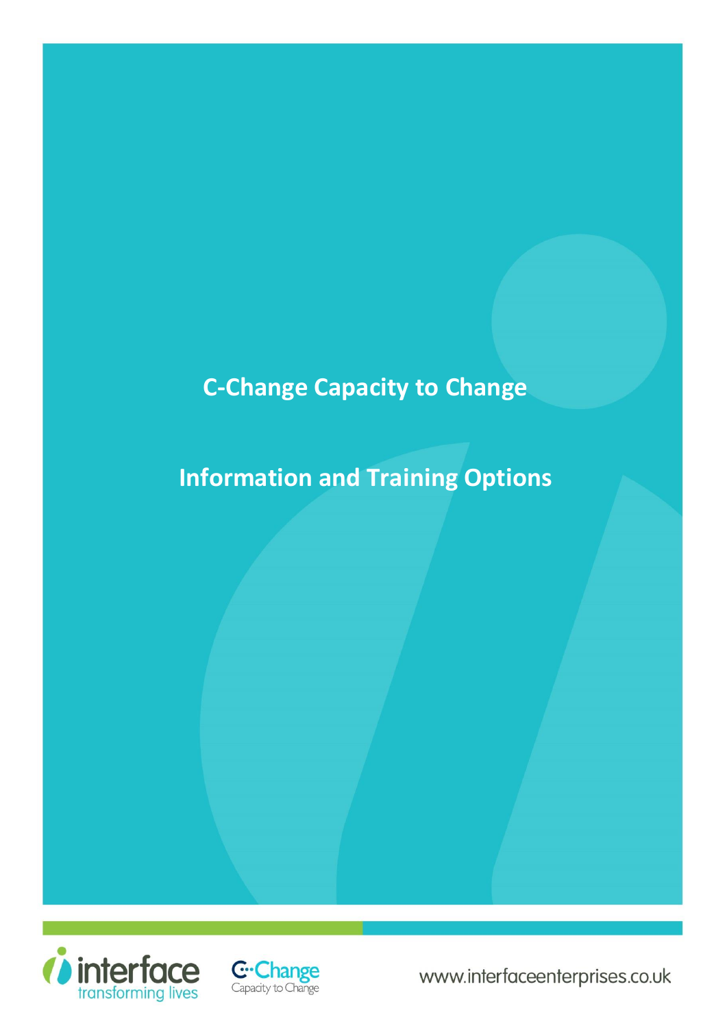# C-Change Capacity to Change

# Information and Training Options

www.interfaceenterprises.co.uk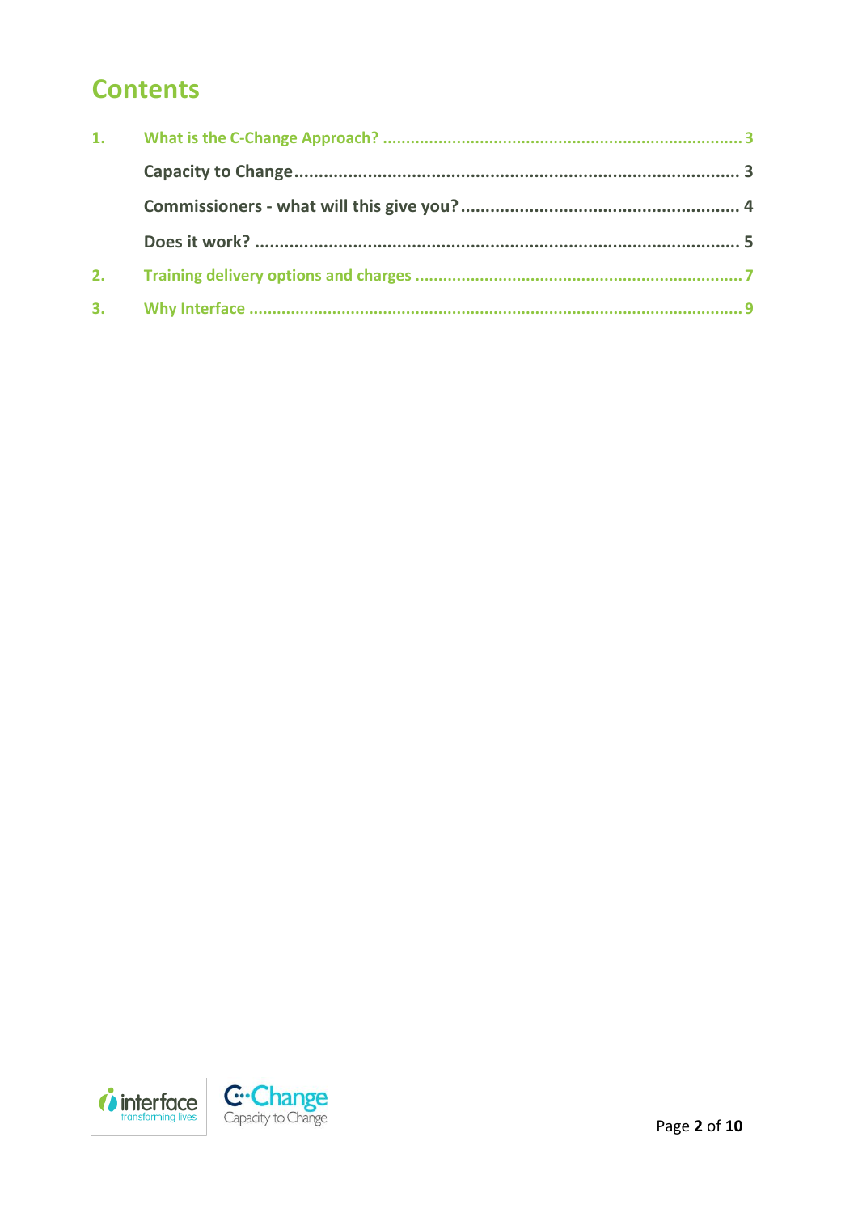# Contents

1. What is the C-Change Approach? ........................................................................ 3

    Capacity to Change ........................................................................................ 3

    Commissioners - what will this give you? ....................................................... 4

    Does it work? ................................................................................................ 5

2. Training delivery options and charges ................................................................ 7

3. Why Interface ....................................................................................................... 9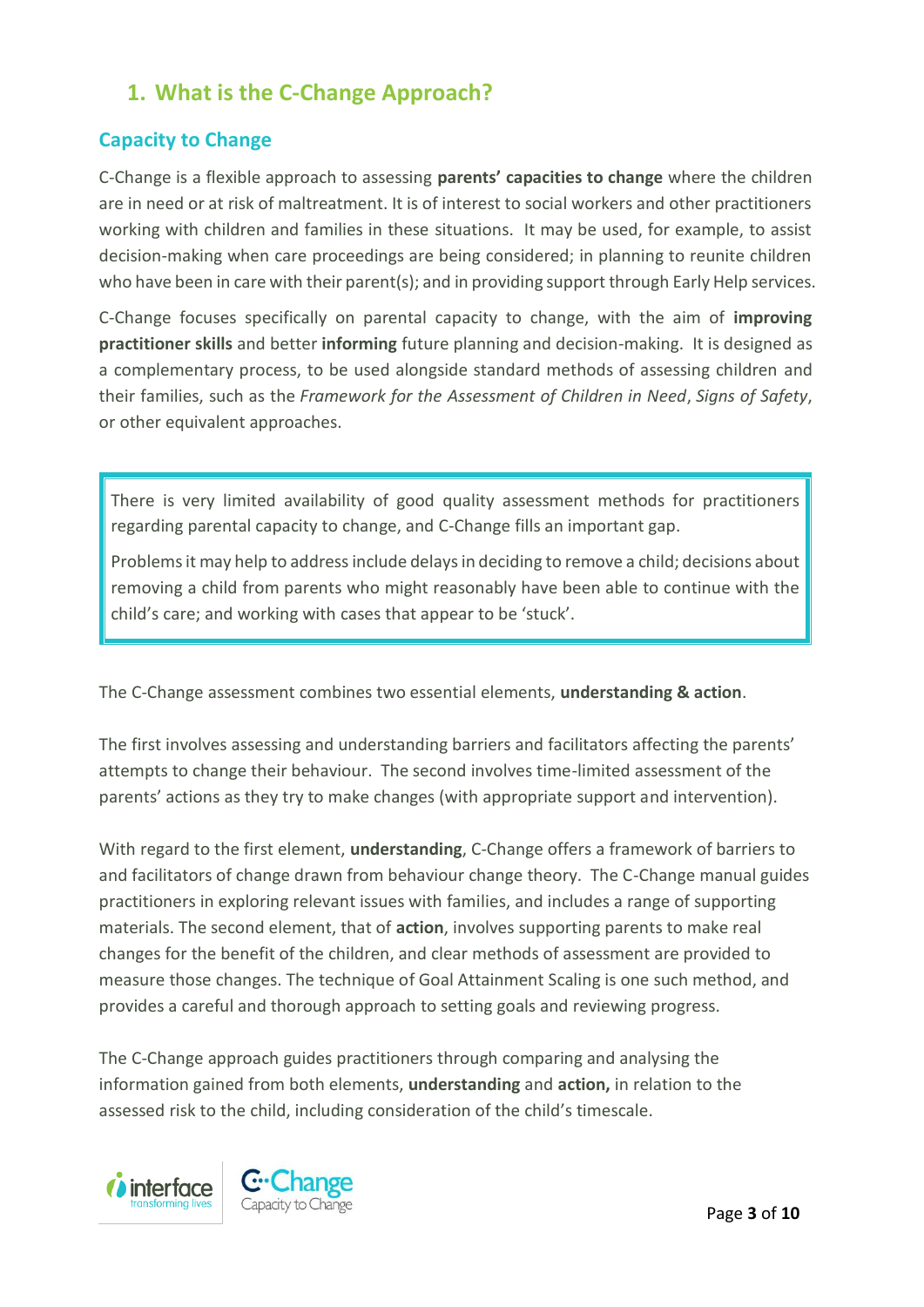## 1. What is the C-Change Approach?

### Capacity to Change

C-Change is a flexible approach to assessing **parents' capacities to change** where the children are in need or at risk of maltreatment. It is of interest to social workers and other practitioners working with children and families in these situations. It may be used, for example, to assist decision-making when care proceedings are being considered; in planning to reunite children who have been in care with their parent(s); and in providing support through Early Help services.

C-Change focuses specifically on parental capacity to change, with the aim of **improving practitioner skills** and better **informing** future planning and decision-making. It is designed as a complementary process, to be used alongside standard methods of assessing children and their families, such as the *Framework for the Assessment of Children in Need*, *Signs of Safety*, or other equivalent approaches.

> There is very limited availability of good quality assessment methods for practitioners regarding parental capacity to change, and C-Change fills an important gap.
>
> Problems it may help to address include delays in deciding to remove a child; decisions about removing a child from parents who might reasonably have been able to continue with the child's care; and working with cases that appear to be 'stuck'.

The C-Change assessment combines two essential elements, **understanding & action**.

The first involves assessing and understanding barriers and facilitators affecting the parents' attempts to change their behaviour. The second involves time-limited assessment of the parents' actions as they try to make changes (with appropriate support and intervention).

With regard to the first element, **understanding**, C-Change offers a framework of barriers to and facilitators of change drawn from behaviour change theory. The C-Change manual guides practitioners in exploring relevant issues with families, and includes a range of supporting materials. The second element, that of **action**, involves supporting parents to make real changes for the benefit of the children, and clear methods of assessment are provided to measure those changes. The technique of Goal Attainment Scaling is one such method, and provides a careful and thorough approach to setting goals and reviewing progress.

The C-Change approach guides practitioners through comparing and analysing the information gained from both elements, **understanding** and **action,** in relation to the assessed risk to the child, including consideration of the child's timescale.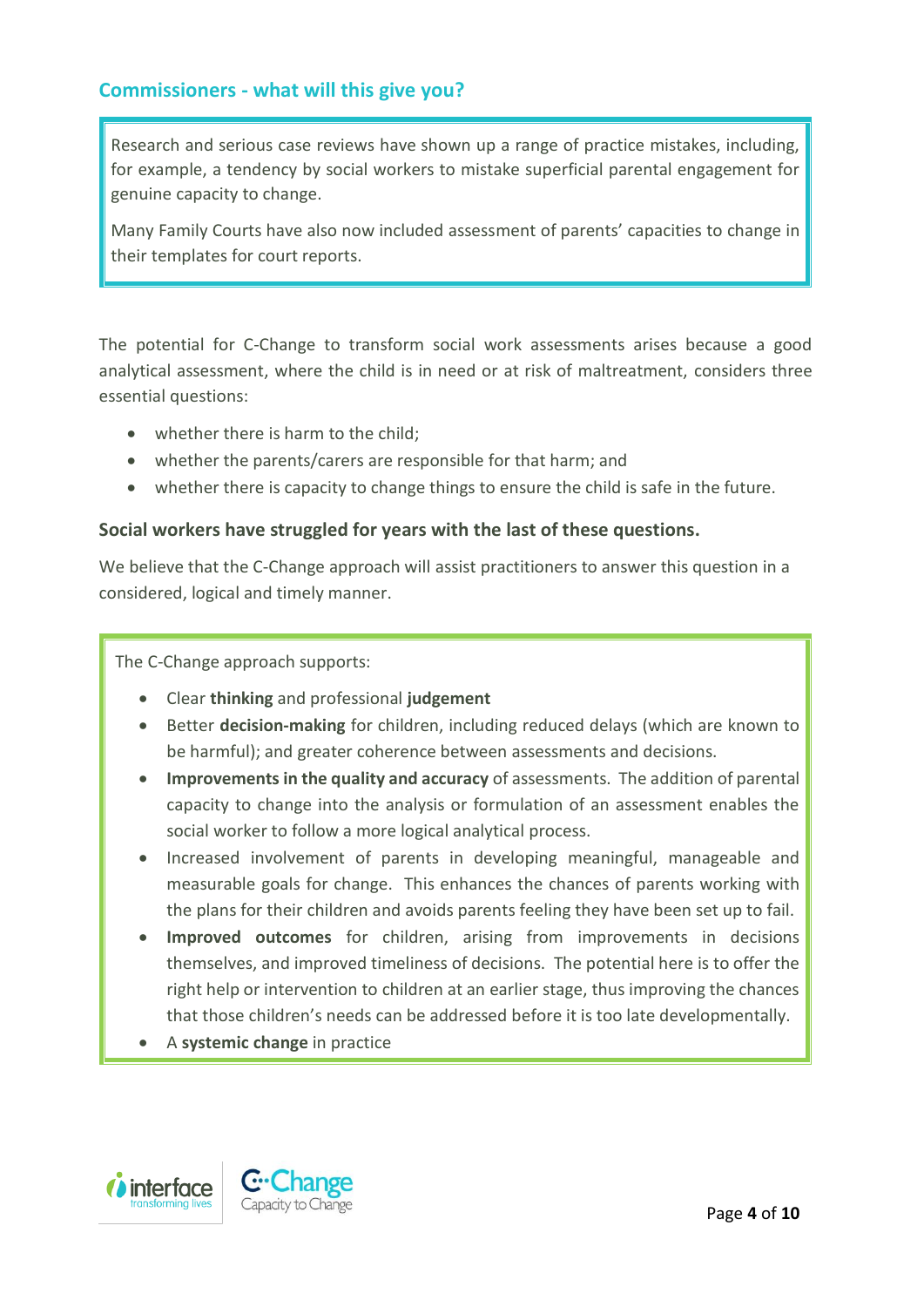## Commissioners - what will this give you?

Research and serious case reviews have shown up a range of practice mistakes, including, for example, a tendency by social workers to mistake superficial parental engagement for genuine capacity to change.

Many Family Courts have also now included assessment of parents' capacities to change in their templates for court reports.

The potential for C-Change to transform social work assessments arises because a good analytical assessment, where the child is in need or at risk of maltreatment, considers three essential questions:

- whether there is harm to the child;
- whether the parents/carers are responsible for that harm; and
- whether there is capacity to change things to ensure the child is safe in the future.

### Social workers have struggled for years with the last of these questions.

We believe that the C-Change approach will assist practitioners to answer this question in a considered, logical and timely manner.

The C-Change approach supports:

- Clear **thinking** and professional **judgement**
- Better **decision-making** for children, including reduced delays (which are known to be harmful); and greater coherence between assessments and decisions.
- **Improvements in the quality and accuracy** of assessments. The addition of parental capacity to change into the analysis or formulation of an assessment enables the social worker to follow a more logical analytical process.
- Increased involvement of parents in developing meaningful, manageable and measurable goals for change. This enhances the chances of parents working with the plans for their children and avoids parents feeling they have been set up to fail.
- **Improved outcomes** for children, arising from improvements in decisions themselves, and improved timeliness of decisions. The potential here is to offer the right help or intervention to children at an earlier stage, thus improving the chances that those children's needs can be addressed before it is too late developmentally.
- A **systemic change** in practice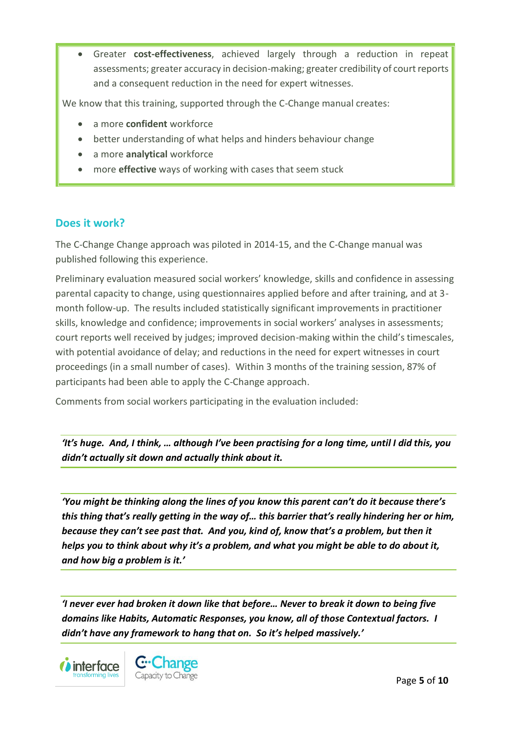- Greater **cost-effectiveness**, achieved largely through a reduction in repeat assessments; greater accuracy in decision-making; greater credibility of court reports and a consequent reduction in the need for expert witnesses.

We know that this training, supported through the C-Change manual creates:

- a more **confident** workforce
- better understanding of what helps and hinders behaviour change
- a more **analytical** workforce
- more **effective** ways of working with cases that seem stuck

## Does it work?

The C-Change Change approach was piloted in 2014-15, and the C-Change manual was published following this experience.

Preliminary evaluation measured social workers' knowledge, skills and confidence in assessing parental capacity to change, using questionnaires applied before and after training, and at 3-month follow-up. The results included statistically significant improvements in practitioner skills, knowledge and confidence; improvements in social workers' analyses in assessments; court reports well received by judges; improved decision-making within the child's timescales, with potential avoidance of delay; and reductions in the need for expert witnesses in court proceedings (in a small number of cases). Within 3 months of the training session, 87% of participants had been able to apply the C-Change approach.

Comments from social workers participating in the evaluation included:

***'It's huge. And, I think, … although I've been practising for a long time, until I did this, you didn't actually sit down and actually think about it.***

***'You might be thinking along the lines of you know this parent can't do it because there's this thing that's really getting in the way of… this barrier that's really hindering her or him, because they can't see past that. And you, kind of, know that's a problem, but then it helps you to think about why it's a problem, and what you might be able to do about it, and how big a problem is it.'***

***'I never ever had broken it down like that before… Never to break it down to being five domains like Habits, Automatic Responses, you know, all of those Contextual factors. I didn't have any framework to hang that on. So it's helped massively.'***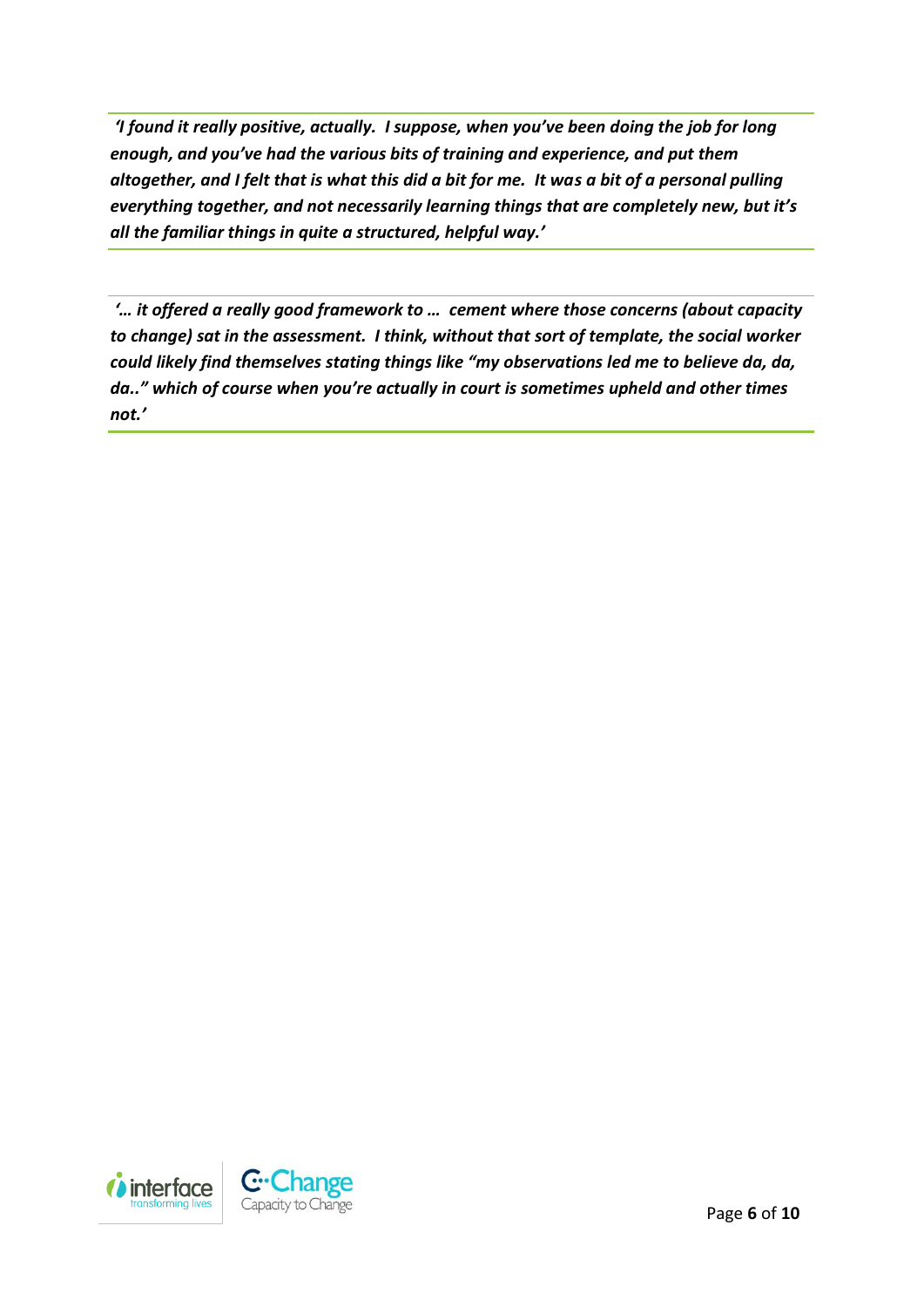***'I found it really positive, actually. I suppose, when you've been doing the job for long enough, and you've had the various bits of training and experience, and put them altogether, and I felt that is what this did a bit for me. It was a bit of a personal pulling everything together, and not necessarily learning things that are completely new, but it's all the familiar things in quite a structured, helpful way.'***

***'… it offered a really good framework to … cement where those concerns (about capacity to change) sat in the assessment. I think, without that sort of template, the social worker could likely find themselves stating things like "my observations led me to believe da, da, da.." which of course when you're actually in court is sometimes upheld and other times not.'***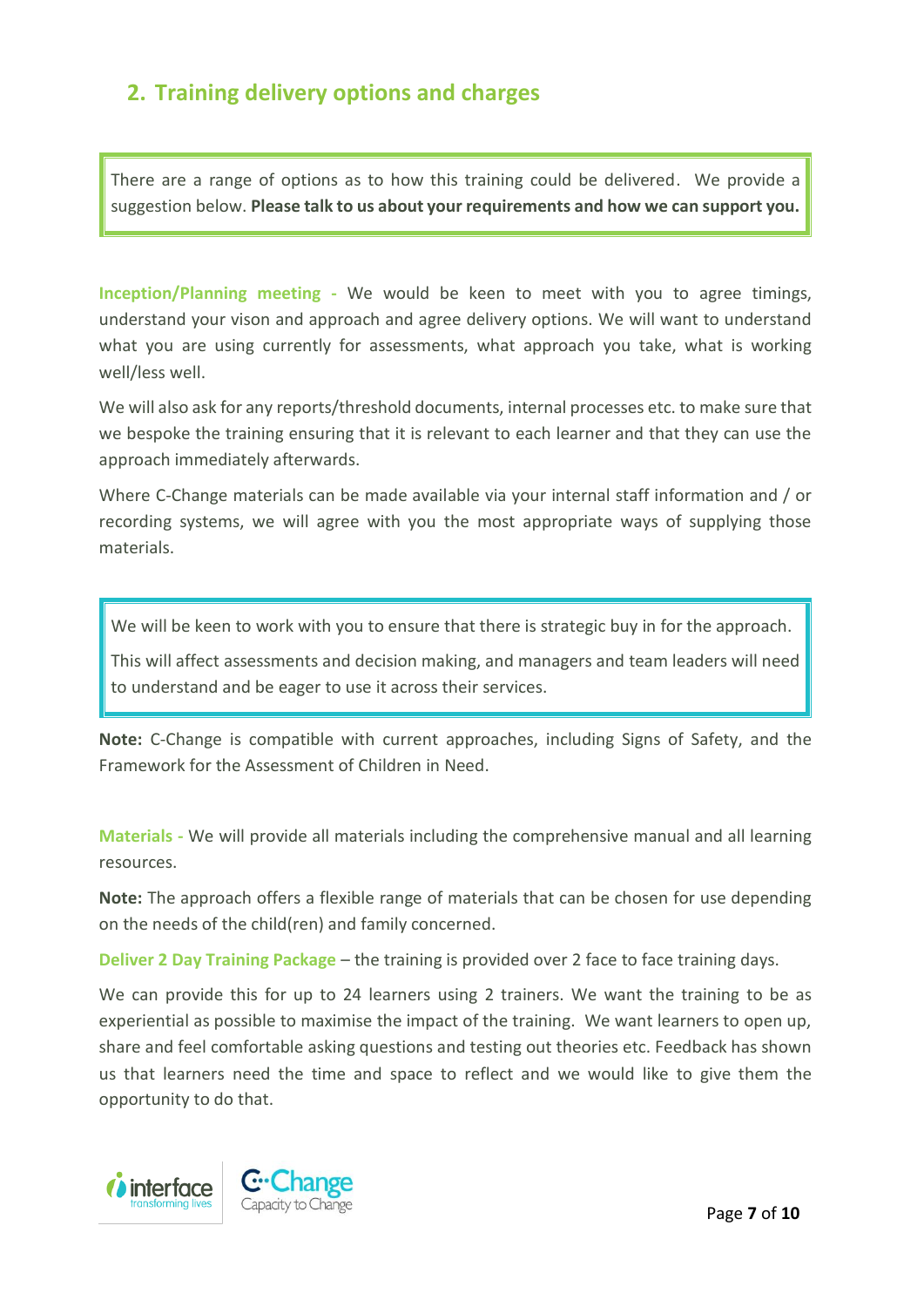## 2. Training delivery options and charges

There are a range of options as to how this training could be delivered. We provide a suggestion below. **Please talk to us about your requirements and how we can support you.**

**Inception/Planning meeting -** We would be keen to meet with you to agree timings, understand your vison and approach and agree delivery options. We will want to understand what you are using currently for assessments, what approach you take, what is working well/less well.

We will also ask for any reports/threshold documents, internal processes etc. to make sure that we bespoke the training ensuring that it is relevant to each learner and that they can use the approach immediately afterwards.

Where C-Change materials can be made available via your internal staff information and / or recording systems, we will agree with you the most appropriate ways of supplying those materials.

We will be keen to work with you to ensure that there is strategic buy in for the approach.

This will affect assessments and decision making, and managers and team leaders will need to understand and be eager to use it across their services.

**Note:** C-Change is compatible with current approaches, including Signs of Safety, and the Framework for the Assessment of Children in Need.

**Materials -** We will provide all materials including the comprehensive manual and all learning resources.

**Note:** The approach offers a flexible range of materials that can be chosen for use depending on the needs of the child(ren) and family concerned.

**Deliver 2 Day Training Package** – the training is provided over 2 face to face training days.

We can provide this for up to 24 learners using 2 trainers. We want the training to be as experiential as possible to maximise the impact of the training. We want learners to open up, share and feel comfortable asking questions and testing out theories etc. Feedback has shown us that learners need the time and space to reflect and we would like to give them the opportunity to do that.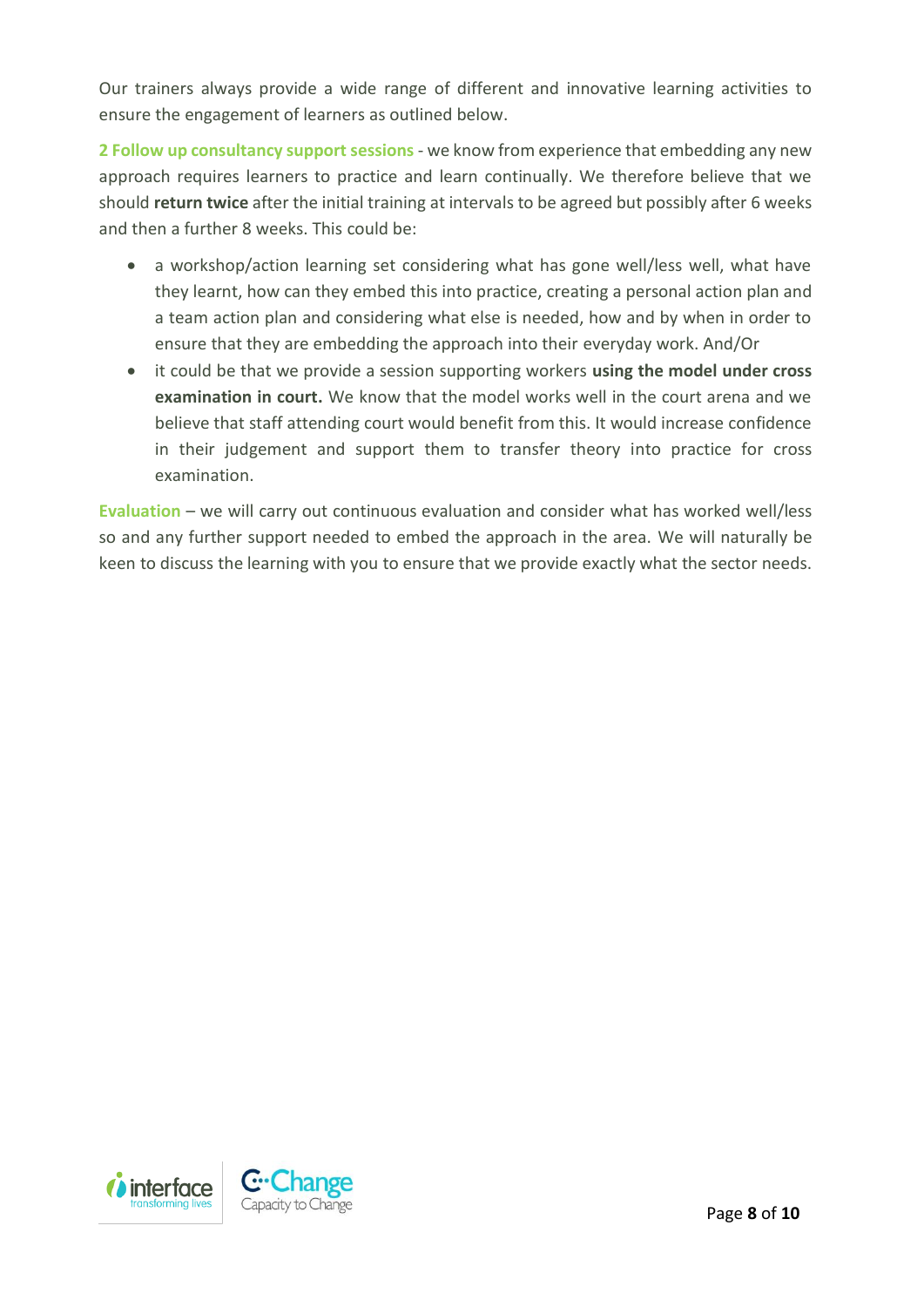Our trainers always provide a wide range of different and innovative learning activities to ensure the engagement of learners as outlined below.

**2 Follow up consultancy support sessions** - we know from experience that embedding any new approach requires learners to practice and learn continually. We therefore believe that we should **return twice** after the initial training at intervals to be agreed but possibly after 6 weeks and then a further 8 weeks. This could be:

- a workshop/action learning set considering what has gone well/less well, what have they learnt, how can they embed this into practice, creating a personal action plan and a team action plan and considering what else is needed, how and by when in order to ensure that they are embedding the approach into their everyday work. And/Or
- it could be that we provide a session supporting workers **using the model under cross examination in court.** We know that the model works well in the court arena and we believe that staff attending court would benefit from this. It would increase confidence in their judgement and support them to transfer theory into practice for cross examination.

**Evaluation** – we will carry out continuous evaluation and consider what has worked well/less so and any further support needed to embed the approach in the area. We will naturally be keen to discuss the learning with you to ensure that we provide exactly what the sector needs.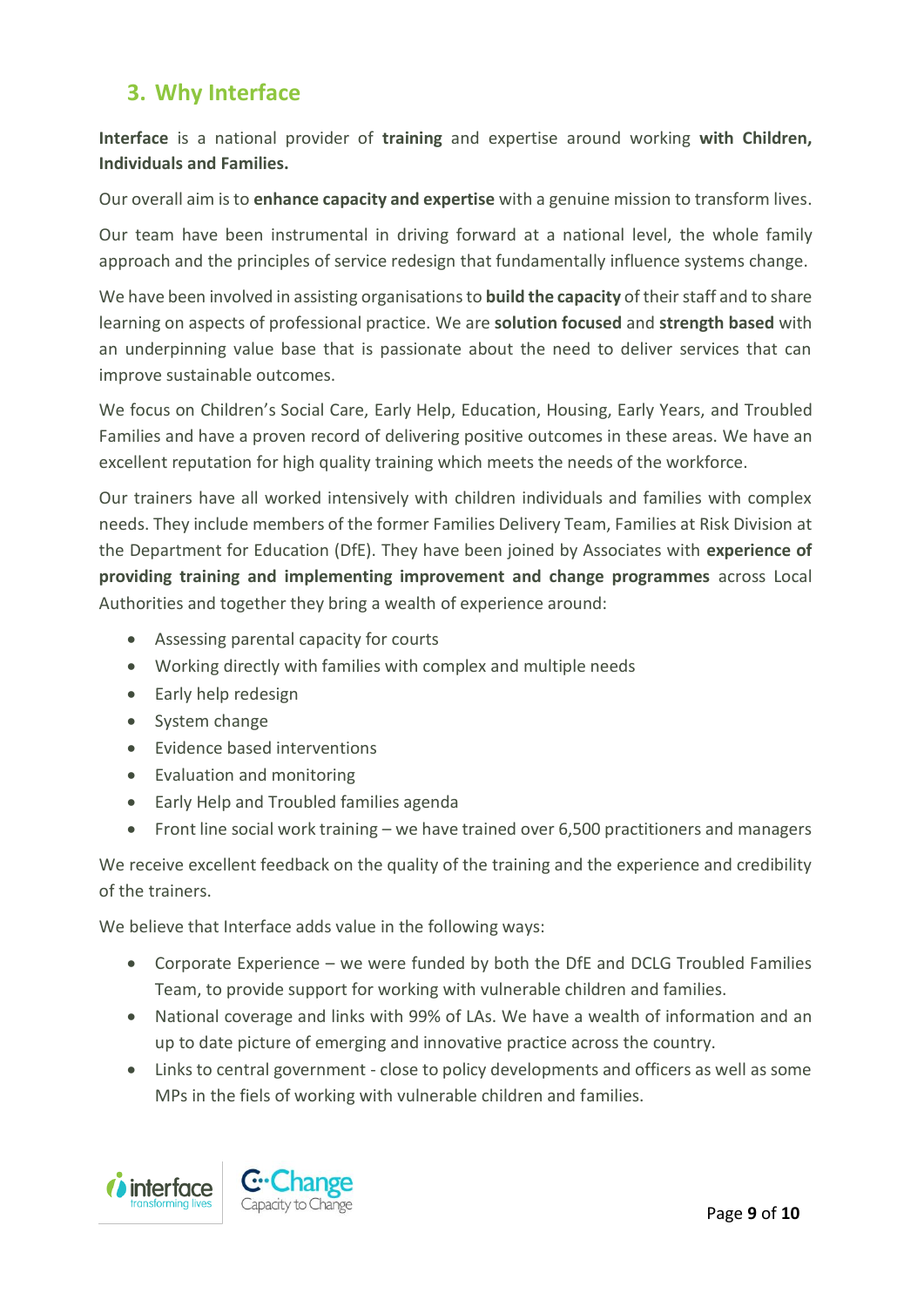## 3. Why Interface

**Interface** is a national provider of **training** and expertise around working **with Children, Individuals and Families.**

Our overall aim is to **enhance capacity and expertise** with a genuine mission to transform lives.

Our team have been instrumental in driving forward at a national level, the whole family approach and the principles of service redesign that fundamentally influence systems change.

We have been involved in assisting organisations to **build the capacity** of their staff and to share learning on aspects of professional practice. We are **solution focused** and **strength based** with an underpinning value base that is passionate about the need to deliver services that can improve sustainable outcomes.

We focus on Children's Social Care, Early Help, Education, Housing, Early Years, and Troubled Families and have a proven record of delivering positive outcomes in these areas. We have an excellent reputation for high quality training which meets the needs of the workforce.

Our trainers have all worked intensively with children individuals and families with complex needs. They include members of the former Families Delivery Team, Families at Risk Division at the Department for Education (DfE). They have been joined by Associates with **experience of providing training and implementing improvement and change programmes** across Local Authorities and together they bring a wealth of experience around:

- Assessing parental capacity for courts
- Working directly with families with complex and multiple needs
- Early help redesign
- System change
- Evidence based interventions
- Evaluation and monitoring
- Early Help and Troubled families agenda
- Front line social work training – we have trained over 6,500 practitioners and managers

We receive excellent feedback on the quality of the training and the experience and credibility of the trainers.

We believe that Interface adds value in the following ways:

- Corporate Experience – we were funded by both the DfE and DCLG Troubled Families Team, to provide support for working with vulnerable children and families.
- National coverage and links with 99% of LAs. We have a wealth of information and an up to date picture of emerging and innovative practice across the country.
- Links to central government - close to policy developments and officers as well as some MPs in the fiels of working with vulnerable children and families.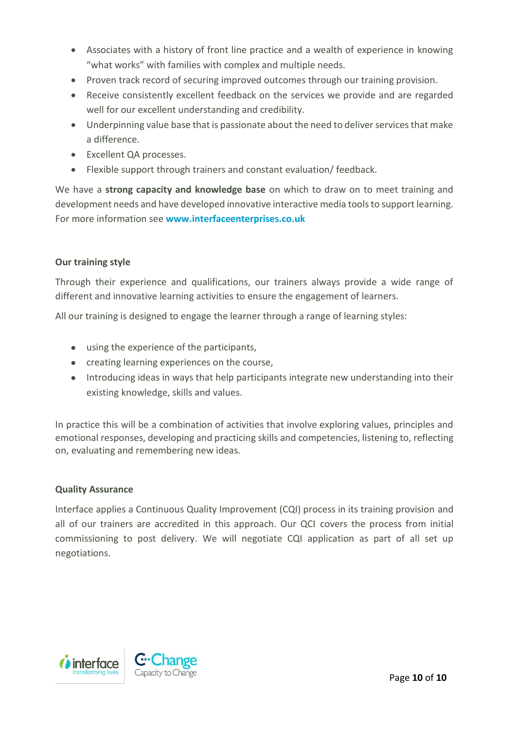- Associates with a history of front line practice and a wealth of experience in knowing "what works" with families with complex and multiple needs.
- Proven track record of securing improved outcomes through our training provision.
- Receive consistently excellent feedback on the services we provide and are regarded well for our excellent understanding and credibility.
- Underpinning value base that is passionate about the need to deliver services that make a difference.
- Excellent QA processes.
- Flexible support through trainers and constant evaluation/ feedback.

We have a **strong capacity and knowledge base** on which to draw on to meet training and development needs and have developed innovative interactive media tools to support learning. For more information see **www.interfaceenterprises.co.uk**

### Our training style

Through their experience and qualifications, our trainers always provide a wide range of different and innovative learning activities to ensure the engagement of learners.

All our training is designed to engage the learner through a range of learning styles:

- using the experience of the participants,
- creating learning experiences on the course,
- Introducing ideas in ways that help participants integrate new understanding into their existing knowledge, skills and values.

In practice this will be a combination of activities that involve exploring values, principles and emotional responses, developing and practicing skills and competencies, listening to, reflecting on, evaluating and remembering new ideas.

### Quality Assurance

Interface applies a Continuous Quality Improvement (CQI) process in its training provision and all of our trainers are accredited in this approach. Our QCI covers the process from initial commissioning to post delivery. We will negotiate CQI application as part of all set up negotiations.